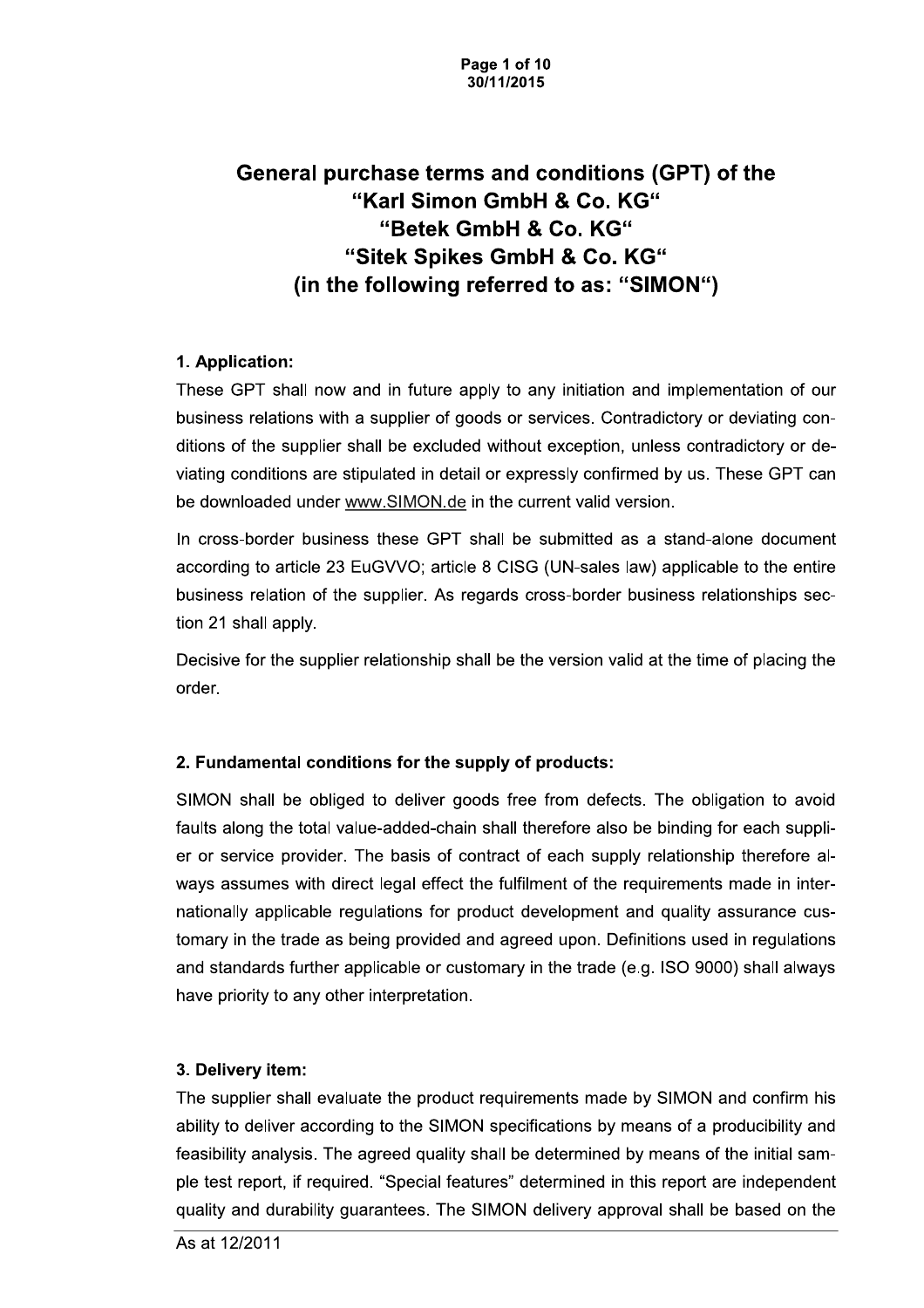# General purchase terms and conditions (GPT) of the "Karl Simon GmbH & Co. KG" "Betek GmbH & Co. KG" "Sitek Spikes GmbH & Co. KG" (in the following referred to as: "SIMON")

## 1. Application:

These GPT shall now and in future apply to any initiation and implementation of our business relations with a supplier of goods or services. Contradictory or deviating conditions of the supplier shall be excluded without exception, unless contradictory or deviating conditions are stipulated in detail or expressly confirmed by us. These GPT can be downloaded under www.SIMON.de in the current valid version.

In cross-border business these GPT shall be submitted as a stand-alone document according to article 23 EuGVVO; article 8 CISG (UN-sales law) applicable to the entire business relation of the supplier. As regards cross-border business relationships section 21 shall apply.

Decisive for the supplier relationship shall be the version valid at the time of placing the order.

## 2. Fundamental conditions for the supply of products:

SIMON shall be obliged to deliver goods free from defects. The obligation to avoid faults along the total value-added-chain shall therefore also be binding for each supplier or service provider. The basis of contract of each supply relationship therefore always assumes with direct legal effect the fulfilment of the requirements made in internationally applicable regulations for product development and quality assurance customary in the trade as being provided and agreed upon. Definitions used in regulations and standards further applicable or customary in the trade (e.g. ISO 9000) shall always have priority to any other interpretation.

## 3. Delivery item:

The supplier shall evaluate the product requirements made by SIMON and confirm his ability to deliver according to the SIMON specifications by means of a producibility and feasibility analysis. The agreed quality shall be determined by means of the initial sample test report, if required. "Special features" determined in this report are independent quality and durability guarantees. The SIMON delivery approval shall be based on the

As at 12/2011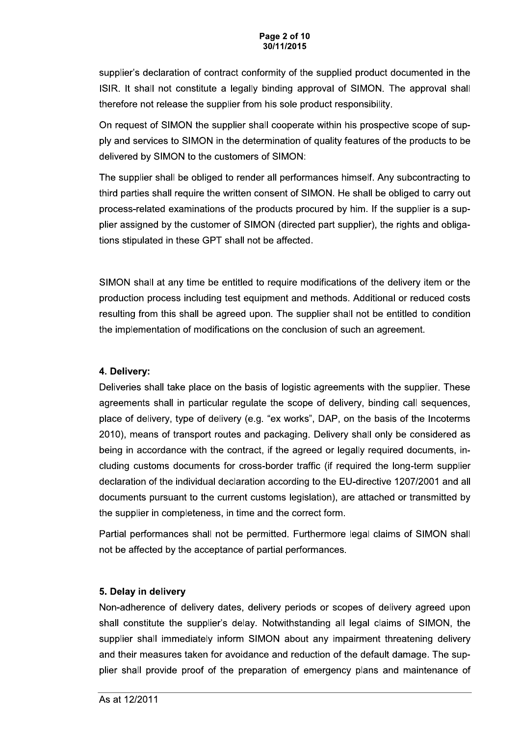supplier's declaration of contract conformity of the supplied product documented in the ISIR. It shall not constitute a legally binding approval of SIMON. The approval shall therefore not release the supplier from his sole product responsibility.

On request of SIMON the supplier shall cooperate within his prospective scope of supply and services to SIMON in the determination of quality features of the products to be delivered by SIMON to the customers of SIMON:

The supplier shall be obliged to render all performances himself. Any subcontracting to third parties shall require the written consent of SIMON. He shall be obliged to carry out process-related examinations of the products procured by him. If the supplier is a supplier assigned by the customer of SIMON (directed part supplier), the rights and obligations stipulated in these GPT shall not be affected.

SIMON shall at any time be entitled to require modifications of the delivery item or the production process including test equipment and methods. Additional or reduced costs resulting from this shall be agreed upon. The supplier shall not be entitled to condition the implementation of modifications on the conclusion of such an agreement.

**4. Delivery:**

Deliveries shall take place on the basis of logistic agreements with the supplier. These agreements shall in particular regulate the scope of delivery, binding call sequences, place of delivery, type of delivery (e.g. "ex works", DAP, on the basis of the Incoterms 2010), means of transport routes and packaging. Delivery shall only be considered as being in accordance with the contract, if the agreed or legally required documents, including customs documents for cross-border traffic (if required the long-term supplier declaration of the individual declaration according to the EU-directive 1207/2001 and all documents pursuant to the current customs legislation), are attached or transmitted by the supplier in completeness, in time and the correct form.

Partial performances shall not be permitted. Furthermore legal claims of SIMON shall not be affected by the acceptance of partial performances.

**5. Delay in delivery**

Non-adherence of delivery dates, delivery periods or scopes of delivery agreed upon shall constitute the supplier's delay. Notwithstanding all legal claims of SIMON, the supplier shall immediately inform SIMON about any impairment threatening delivery and their measures taken for avoidance and reduction of the default damage. The supplier shall provide proof of the preparation of emergency plans and maintenance of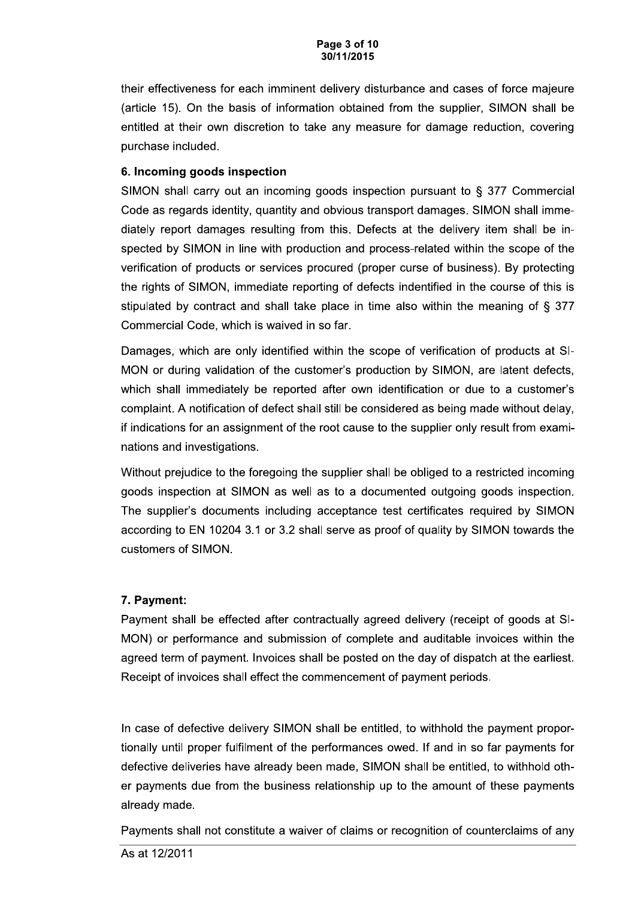their effectiveness for each imminent delivery disturbance and cases of force majeure (article 15). On the basis of information obtained from the supplier, SIMON shall be entitled at their own discretion to take any measure for damage reduction, covering purchase included.

**6. Incoming goods inspection**

SIMON shall carry out an incoming goods inspection pursuant to § 377 Commercial Code as regards identity, quantity and obvious transport damages. SIMON shall immediately report damages resulting from this. Defects at the delivery item shall be inspected by SIMON in line with production and process-related within the scope of the verification of products or services procured (proper curse of business). By protecting the rights of SIMON, immediate reporting of defects indentified in the course of this is stipulated by contract and shall take place in time also within the meaning of § 377 Commercial Code, which is waived in so far.

Damages, which are only identified within the scope of verification of products at SIMON or during validation of the customer's production by SIMON, are latent defects, which shall immediately be reported after own identification or due to a customer's complaint. A notification of defect shall still be considered as being made without delay, if indications for an assignment of the root cause to the supplier only result from examinations and investigations.

Without prejudice to the foregoing the supplier shall be obliged to a restricted incoming goods inspection at SIMON as well as to a documented outgoing goods inspection. The supplier's documents including acceptance test certificates required by SIMON according to EN 10204 3.1 or 3.2 shall serve as proof of quality by SIMON towards the customers of SIMON.

**7. Payment:**

Payment shall be effected after contractually agreed delivery (receipt of goods at SIMON) or performance and submission of complete and auditable invoices within the agreed term of payment. Invoices shall be posted on the day of dispatch at the earliest. Receipt of invoices shall effect the commencement of payment periods.

In case of defective delivery SIMON shall be entitled, to withhold the payment proportionally until proper fulfilment of the performances owed. If and in so far payments for defective deliveries have already been made, SIMON shall be entitled, to withhold other payments due from the business relationship up to the amount of these payments already made.

Payments shall not constitute a waiver of claims or recognition of counterclaims of any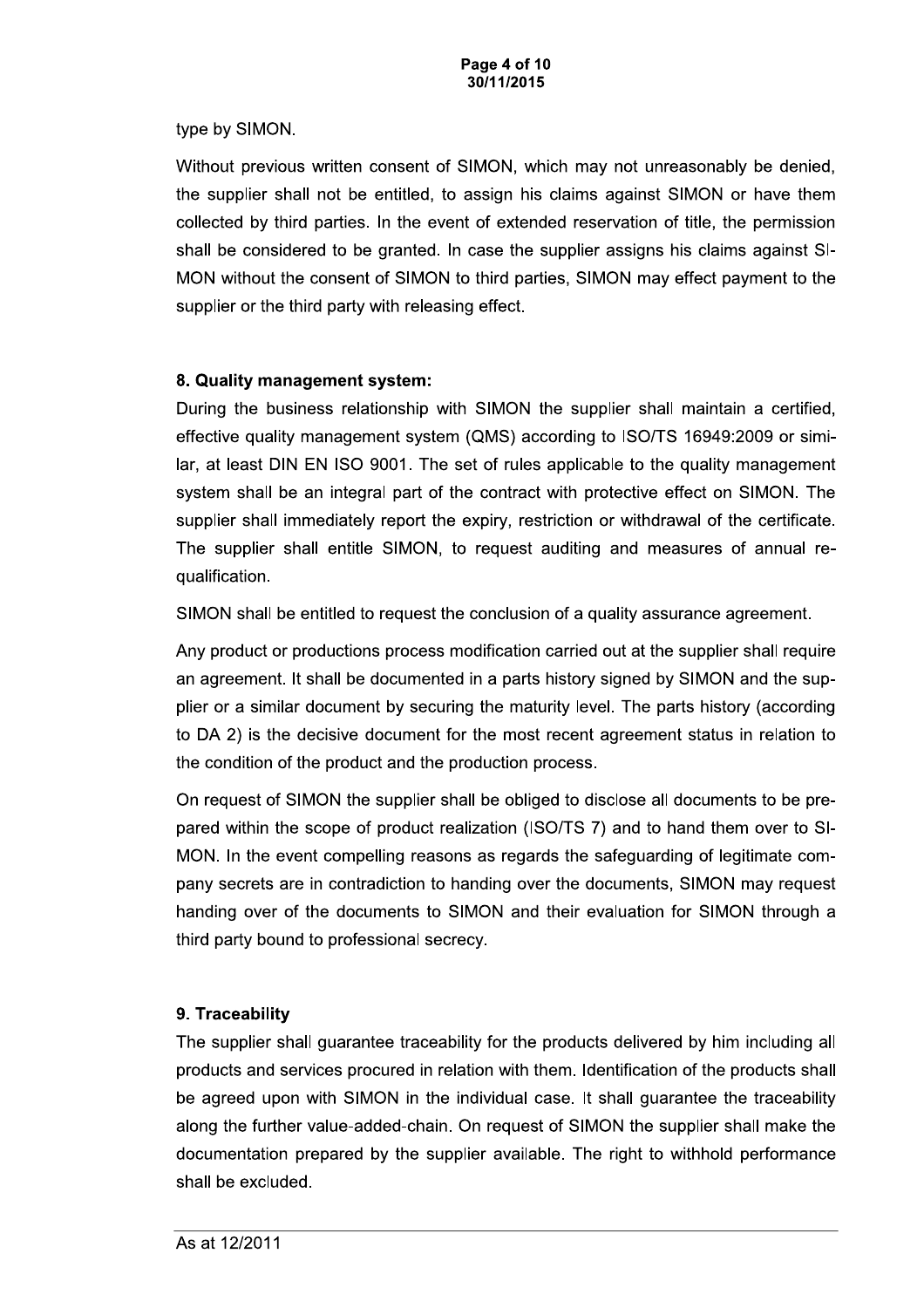type by SIMON.

Without previous written consent of SIMON, which may not unreasonably be denied, the supplier shall not be entitled, to assign his claims against SIMON or have them collected by third parties. In the event of extended reservation of title, the permission shall be considered to be granted. In case the supplier assigns his claims against SIMON without the consent of SIMON to third parties, SIMON may effect payment to the supplier or the third party with releasing effect.

**8. Quality management system:**

During the business relationship with SIMON the supplier shall maintain a certified, effective quality management system (QMS) according to ISO/TS 16949:2009 or similar, at least DIN EN ISO 9001. The set of rules applicable to the quality management system shall be an integral part of the contract with protective effect on SIMON. The supplier shall immediately report the expiry, restriction or withdrawal of the certificate. The supplier shall entitle SIMON, to request auditing and measures of annual requalification.

SIMON shall be entitled to request the conclusion of a quality assurance agreement.

Any product or productions process modification carried out at the supplier shall require an agreement. It shall be documented in a parts history signed by SIMON and the supplier or a similar document by securing the maturity level. The parts history (according to DA 2) is the decisive document for the most recent agreement status in relation to the condition of the product and the production process.

On request of SIMON the supplier shall be obliged to disclose all documents to be prepared within the scope of product realization (ISO/TS 7) and to hand them over to SIMON. In the event compelling reasons as regards the safeguarding of legitimate company secrets are in contradiction to handing over the documents, SIMON may request handing over of the documents to SIMON and their evaluation for SIMON through a third party bound to professional secrecy.

**9. Traceability**

The supplier shall guarantee traceability for the products delivered by him including all products and services procured in relation with them. Identification of the products shall be agreed upon with SIMON in the individual case. It shall guarantee the traceability along the further value-added-chain. On request of SIMON the supplier shall make the documentation prepared by the supplier available. The right to withhold performance shall be excluded.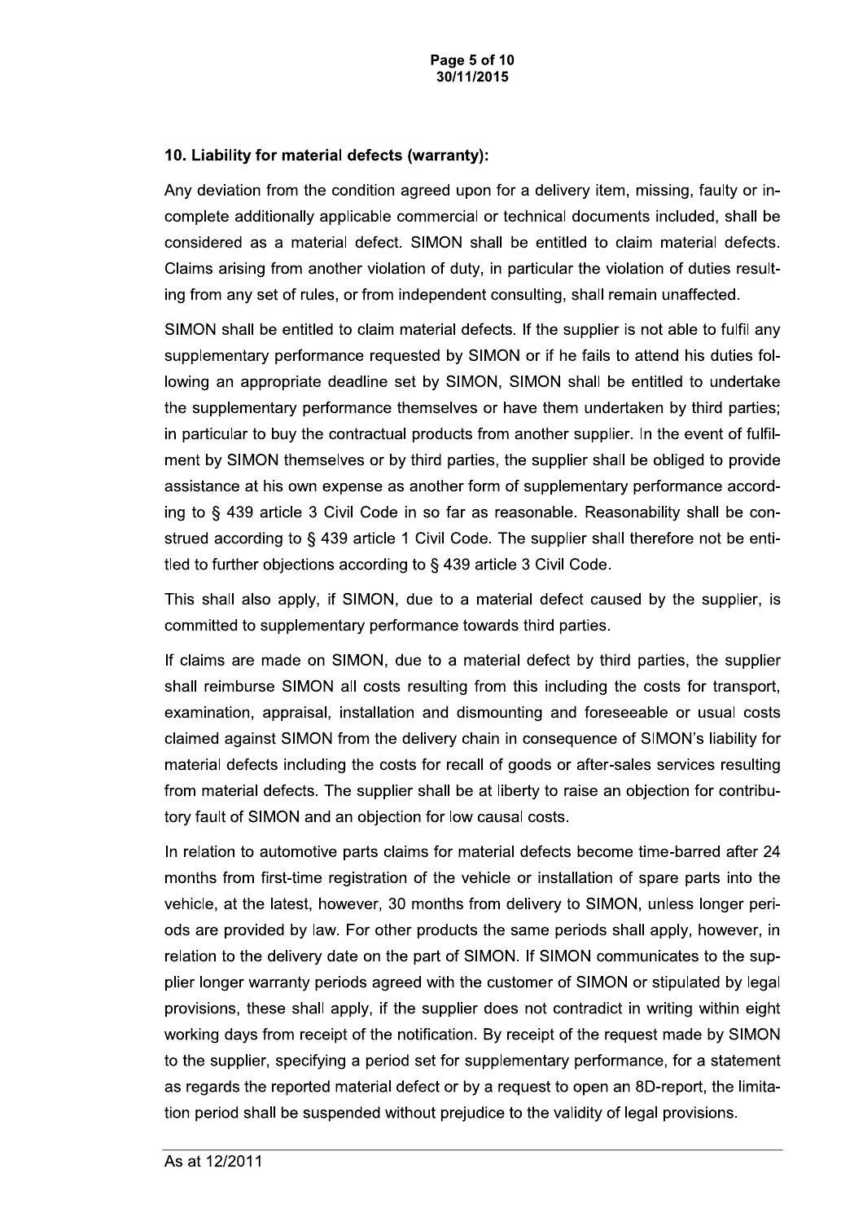### 10. Liability for material defects (warranty):

Any deviation from the condition agreed upon for a delivery item, missing, faulty or incomplete additionally applicable commercial or technical documents included, shall be considered as a material defect. SIMON shall be entitled to claim material defects. Claims arising from another violation of duty, in particular the violation of duties resulting from any set of rules, or from independent consulting, shall remain unaffected.

SIMON shall be entitled to claim material defects. If the supplier is not able to fulfil any supplementary performance requested by SIMON or if he fails to attend his duties following an appropriate deadline set by SIMON, SIMON shall be entitled to undertake the supplementary performance themselves or have them undertaken by third parties; in particular to buy the contractual products from another supplier. In the event of fulfilment by SIMON themselves or by third parties, the supplier shall be obliged to provide assistance at his own expense as another form of supplementary performance according to § 439 article 3 Civil Code in so far as reasonable. Reasonability shall be construed according to § 439 article 1 Civil Code. The supplier shall therefore not be entitled to further objections according to § 439 article 3 Civil Code.

This shall also apply, if SIMON, due to a material defect caused by the supplier, is committed to supplementary performance towards third parties.

If claims are made on SIMON, due to a material defect by third parties, the supplier shall reimburse SIMON all costs resulting from this including the costs for transport, examination, appraisal, installation and dismounting and foreseeable or usual costs claimed against SIMON from the delivery chain in consequence of SIMON's liability for material defects including the costs for recall of goods or after-sales services resulting from material defects. The supplier shall be at liberty to raise an objection for contributory fault of SIMON and an objection for low causal costs.

In relation to automotive parts claims for material defects become time-barred after 24 months from first-time registration of the vehicle or installation of spare parts into the vehicle, at the latest, however, 30 months from delivery to SIMON, unless longer periods are provided by law. For other products the same periods shall apply, however, in relation to the delivery date on the part of SIMON. If SIMON communicates to the supplier longer warranty periods agreed with the customer of SIMON or stipulated by legal provisions, these shall apply, if the supplier does not contradict in writing within eight working days from receipt of the notification. By receipt of the request made by SIMON to the supplier, specifying a period set for supplementary performance, for a statement as regards the reported material defect or by a request to open an 8D-report, the limitation period shall be suspended without prejudice to the validity of legal provisions.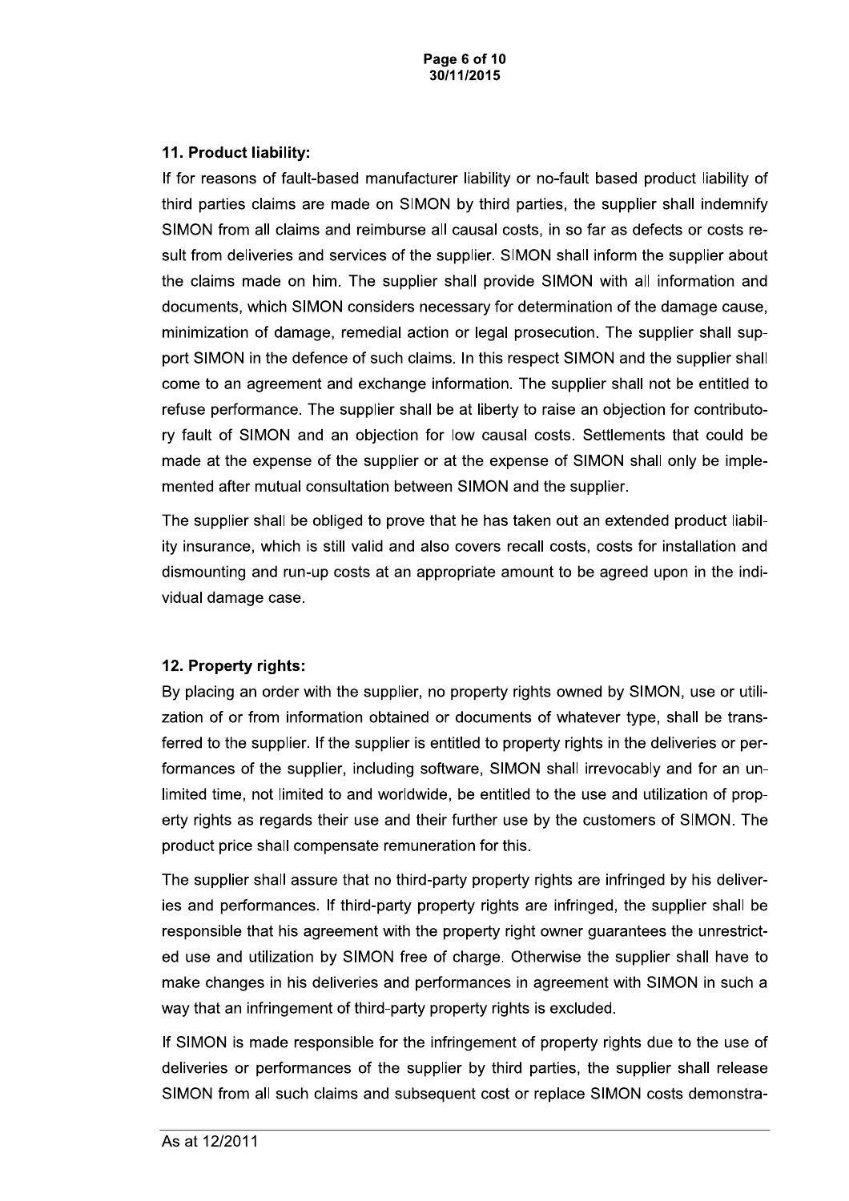### 11. Product liability:

If for reasons of fault-based manufacturer liability or no-fault based product liability of third parties claims are made on SIMON by third parties, the supplier shall indemnify SIMON from all claims and reimburse all causal costs, in so far as defects or costs result from deliveries and services of the supplier. SIMON shall inform the supplier about the claims made on him. The supplier shall provide SIMON with all information and documents, which SIMON considers necessary for determination of the damage cause, minimization of damage, remedial action or legal prosecution. The supplier shall support SIMON in the defence of such claims. In this respect SIMON and the supplier shall come to an agreement and exchange information. The supplier shall not be entitled to refuse performance. The supplier shall be at liberty to raise an objection for contributory fault of SIMON and an objection for low causal costs. Settlements that could be made at the expense of the supplier or at the expense of SIMON shall only be implemented after mutual consultation between SIMON and the supplier.

The supplier shall be obliged to prove that he has taken out an extended product liability insurance, which is still valid and also covers recall costs, costs for installation and dismounting and run-up costs at an appropriate amount to be agreed upon in the individual damage case.

### 12. Property rights:

By placing an order with the supplier, no property rights owned by SIMON, use or utilization of or from information obtained or documents of whatever type, shall be transferred to the supplier. If the supplier is entitled to property rights in the deliveries or performances of the supplier, including software, SIMON shall irrevocably and for an unlimited time, not limited to and worldwide, be entitled to the use and utilization of property rights as regards their use and their further use by the customers of SIMON. The product price shall compensate remuneration for this.

The supplier shall assure that no third-party property rights are infringed by his deliveries and performances. If third-party property rights are infringed, the supplier shall be responsible that his agreement with the property right owner guarantees the unrestricted use and utilization by SIMON free of charge. Otherwise the supplier shall have to make changes in his deliveries and performances in agreement with SIMON in such a way that an infringement of third-party property rights is excluded.

If SIMON is made responsible for the infringement of property rights due to the use of deliveries or performances of the supplier by third parties, the supplier shall release SIMON from all such claims and subsequent cost or replace SIMON costs demonstra-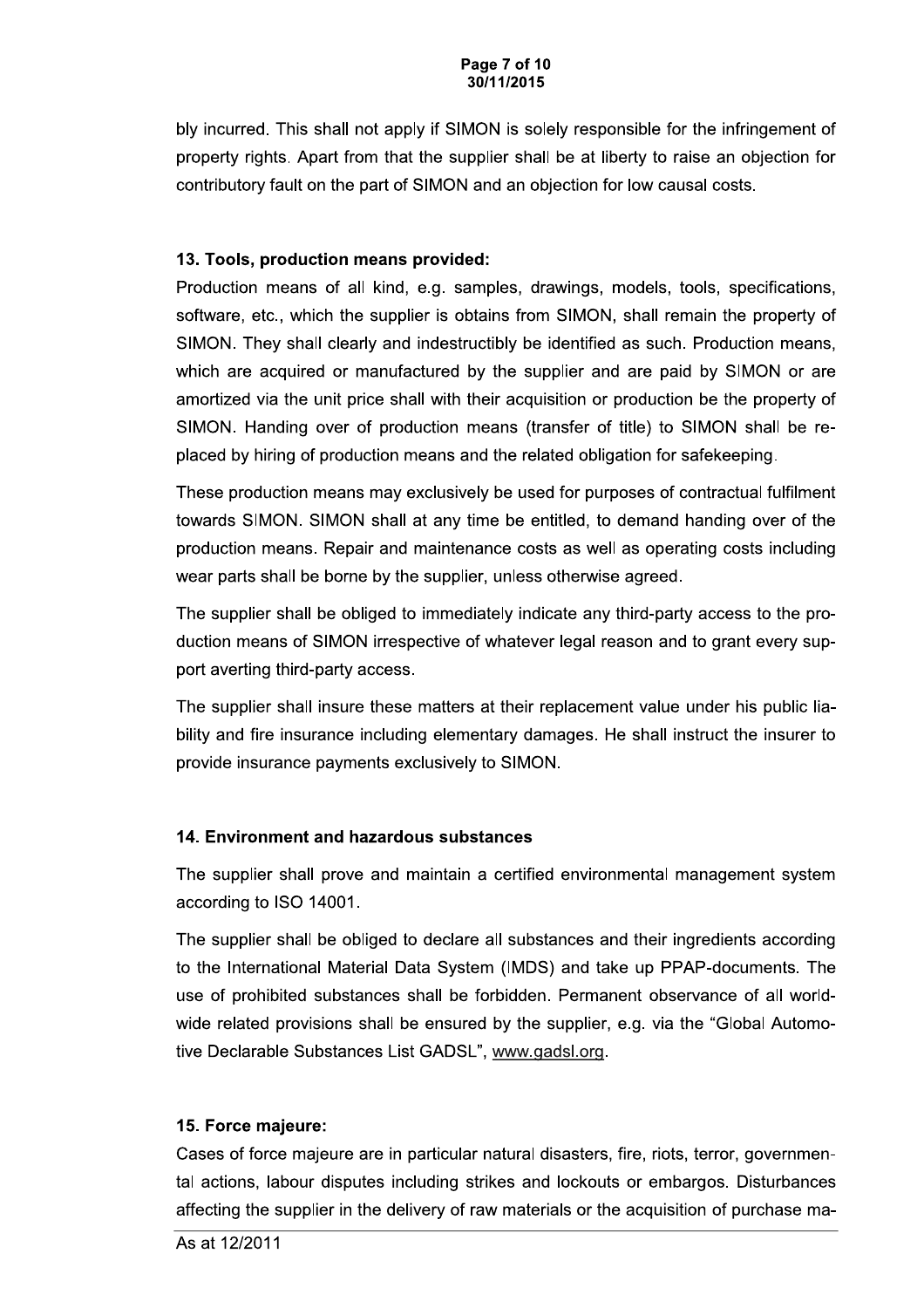bly incurred. This shall not apply if SIMON is solely responsible for the infringement of property rights. Apart from that the supplier shall be at liberty to raise an objection for contributory fault on the part of SIMON and an objection for low causal costs.

## 13. Tools, production means provided:

Production means of all kind, e.g. samples, drawings, models, tools, specifications, software, etc., which the supplier is obtains from SIMON, shall remain the property of SIMON. They shall clearly and indestructibly be identified as such. Production means, which are acquired or manufactured by the supplier and are paid by SIMON or are amortized via the unit price shall with their acquisition or production be the property of SIMON. Handing over of production means (transfer of title) to SIMON shall be replaced by hiring of production means and the related obligation for safekeeping.

These production means may exclusively be used for purposes of contractual fulfilment towards SIMON. SIMON shall at any time be entitled, to demand handing over of the production means. Repair and maintenance costs as well as operating costs including wear parts shall be borne by the supplier, unless otherwise agreed.

The supplier shall be obliged to immediately indicate any third-party access to the production means of SIMON irrespective of whatever legal reason and to grant every support averting third-party access.

The supplier shall insure these matters at their replacement value under his public liability and fire insurance including elementary damages. He shall instruct the insurer to provide insurance payments exclusively to SIMON.

## 14. Environment and hazardous substances

The supplier shall prove and maintain a certified environmental management system according to ISO 14001.

The supplier shall be obliged to declare all substances and their ingredients according to the International Material Data System (IMDS) and take up PPAP-documents. The use of prohibited substances shall be forbidden. Permanent observance of all worldwide related provisions shall be ensured by the supplier, e.g. via the "Global Automotive Declarable Substances List GADSL", www.gadsl.org.

## 15. Force majeure:

Cases of force majeure are in particular natural disasters, fire, riots, terror, governmental actions, labour disputes including strikes and lockouts or embargos. Disturbances affecting the supplier in the delivery of raw materials or the acquisition of purchase ma-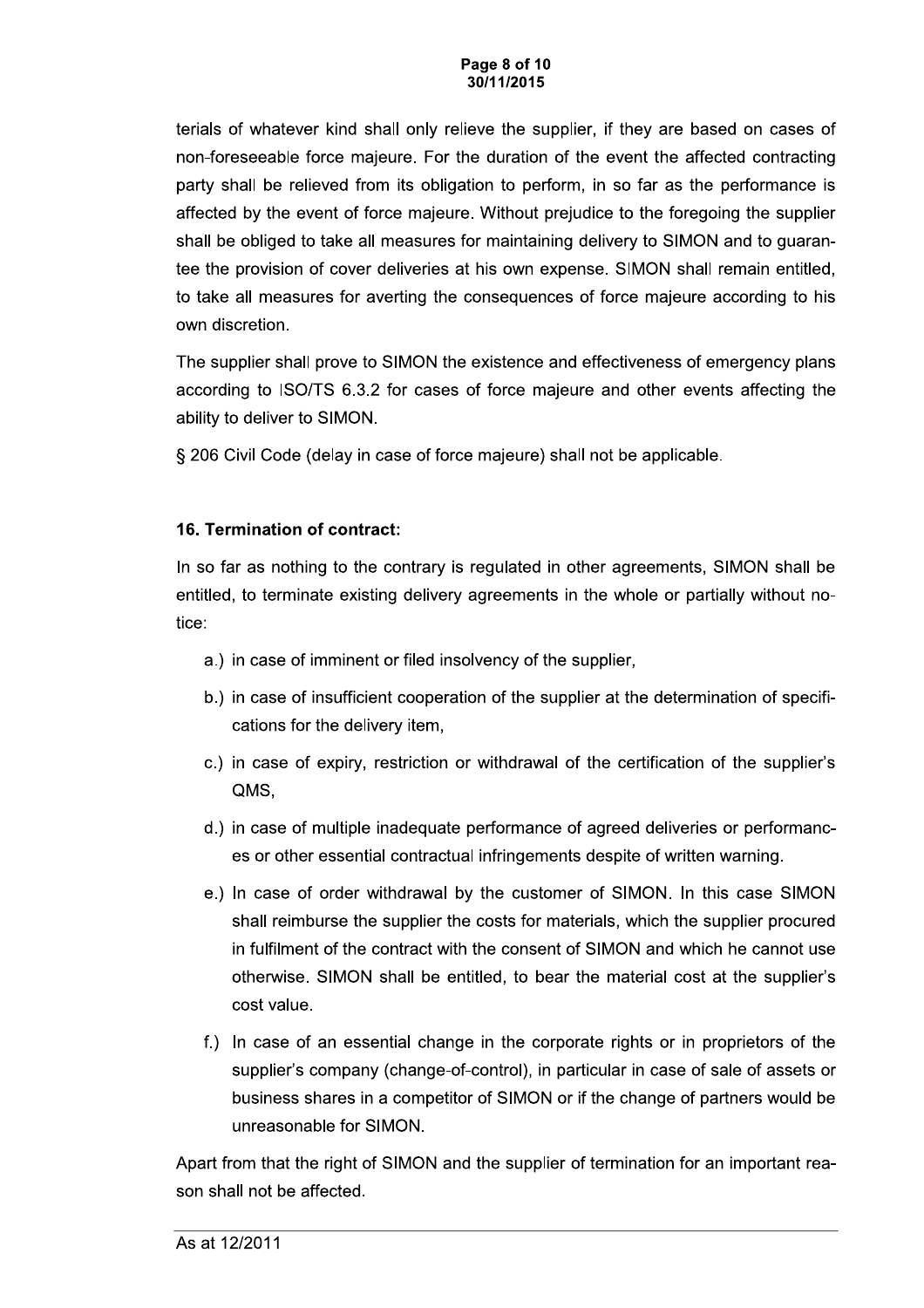terials of whatever kind shall only relieve the supplier, if they are based on cases of non-foreseeable force majeure. For the duration of the event the affected contracting party shall be relieved from its obligation to perform, in so far as the performance is affected by the event of force majeure. Without prejudice to the foregoing the supplier shall be obliged to take all measures for maintaining delivery to SIMON and to guarantee the provision of cover deliveries at his own expense. SIMON shall remain entitled, to take all measures for averting the consequences of force majeure according to his own discretion.

The supplier shall prove to SIMON the existence and effectiveness of emergency plans according to ISO/TS 6.3.2 for cases of force majeure and other events affecting the ability to deliver to SIMON.

§ 206 Civil Code (delay in case of force majeure) shall not be applicable.

**16. Termination of contract:**

In so far as nothing to the contrary is regulated in other agreements, SIMON shall be entitled, to terminate existing delivery agreements in the whole or partially without notice:

- a.) in case of imminent or filed insolvency of the supplier,
- b.) in case of insufficient cooperation of the supplier at the determination of specifications for the delivery item,
- c.) in case of expiry, restriction or withdrawal of the certification of the supplier's QMS,
- d.) in case of multiple inadequate performance of agreed deliveries or performances or other essential contractual infringements despite of written warning.
- e.) In case of order withdrawal by the customer of SIMON. In this case SIMON shall reimburse the supplier the costs for materials, which the supplier procured in fulfilment of the contract with the consent of SIMON and which he cannot use otherwise. SIMON shall be entitled, to bear the material cost at the supplier's cost value.
- f.) In case of an essential change in the corporate rights or in proprietors of the supplier's company (change-of-control), in particular in case of sale of assets or business shares in a competitor of SIMON or if the change of partners would be unreasonable for SIMON.

Apart from that the right of SIMON and the supplier of termination for an important reason shall not be affected.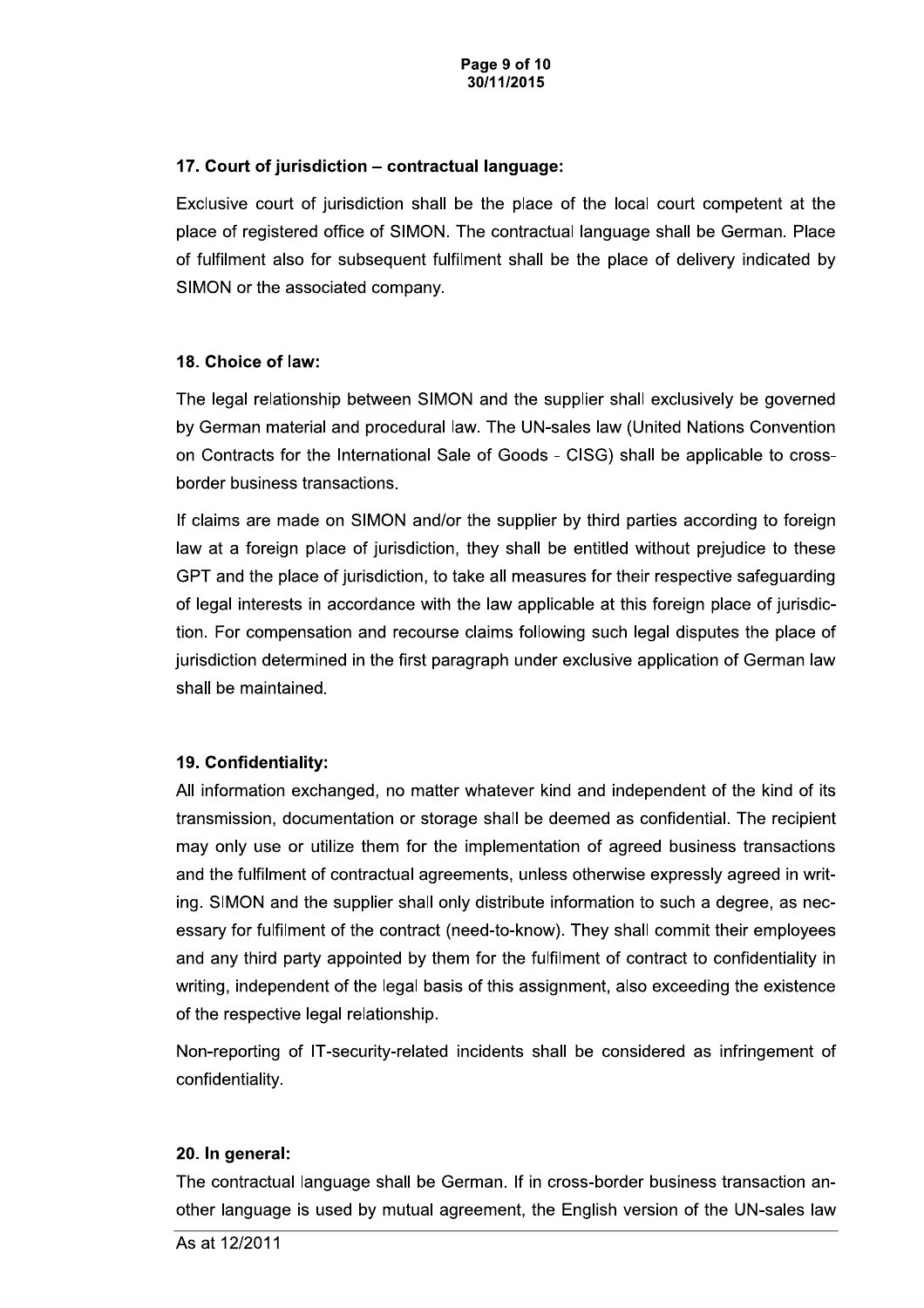### 17. Court of jurisdiction – contractual language:

Exclusive court of jurisdiction shall be the place of the local court competent at the place of registered office of SIMON. The contractual language shall be German. Place of fulfilment also for subsequent fulfilment shall be the place of delivery indicated by SIMON or the associated company.

### 18. Choice of law:

The legal relationship between SIMON and the supplier shall exclusively be governed by German material and procedural law. The UN-sales law (United Nations Convention on Contracts for the International Sale of Goods - CISG) shall be applicable to cross-border business transactions.

If claims are made on SIMON and/or the supplier by third parties according to foreign law at a foreign place of jurisdiction, they shall be entitled without prejudice to these GPT and the place of jurisdiction, to take all measures for their respective safeguarding of legal interests in accordance with the law applicable at this foreign place of jurisdiction. For compensation and recourse claims following such legal disputes the place of jurisdiction determined in the first paragraph under exclusive application of German law shall be maintained.

### 19. Confidentiality:

All information exchanged, no matter whatever kind and independent of the kind of its transmission, documentation or storage shall be deemed as confidential. The recipient may only use or utilize them for the implementation of agreed business transactions and the fulfilment of contractual agreements, unless otherwise expressly agreed in writing. SIMON and the supplier shall only distribute information to such a degree, as necessary for fulfilment of the contract (need-to-know). They shall commit their employees and any third party appointed by them for the fulfilment of contract to confidentiality in writing, independent of the legal basis of this assignment, also exceeding the existence of the respective legal relationship.

Non-reporting of IT-security-related incidents shall be considered as infringement of confidentiality.

### 20. In general:

The contractual language shall be German. If in cross-border business transaction another language is used by mutual agreement, the English version of the UN-sales law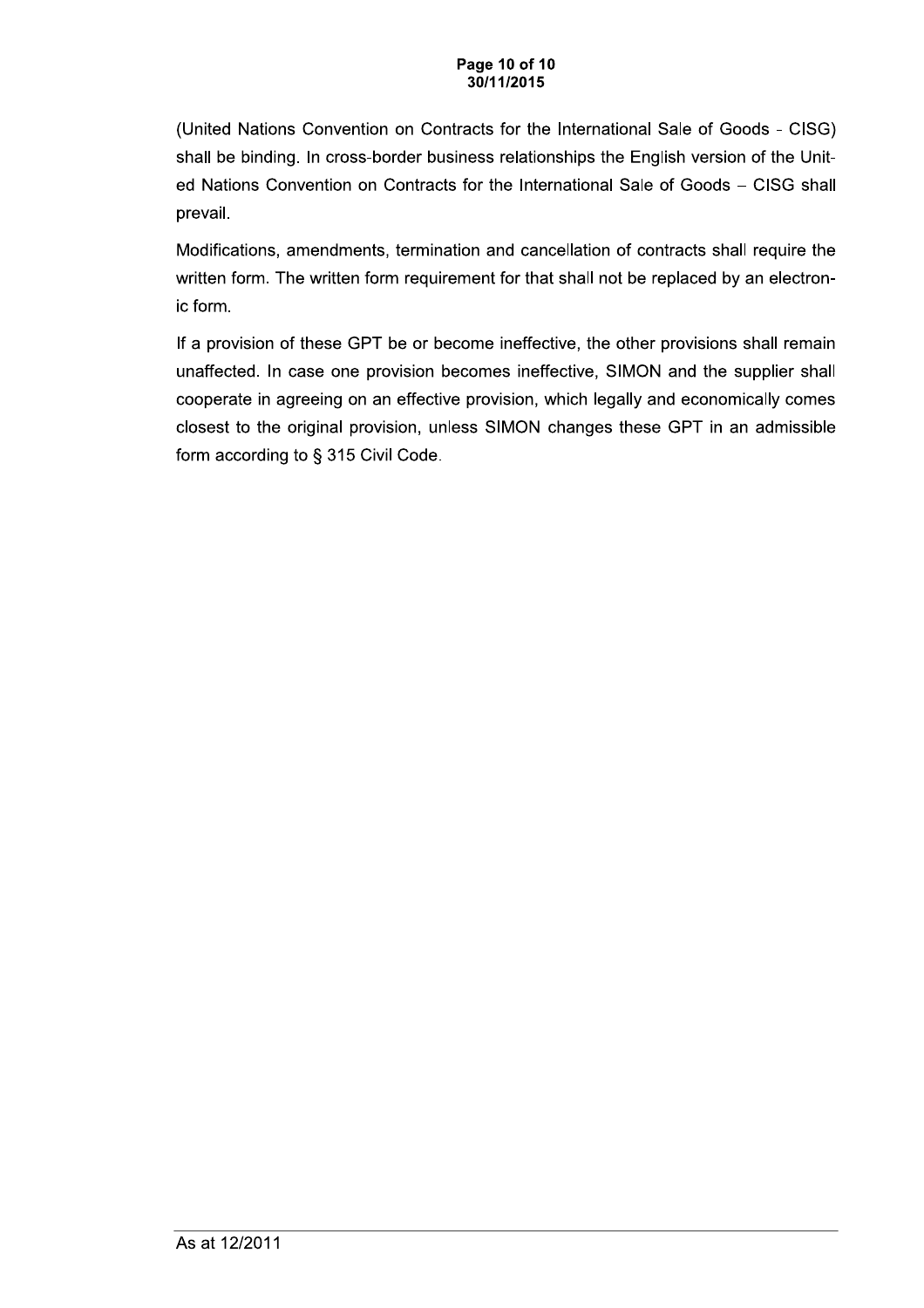(United Nations Convention on Contracts for the International Sale of Goods - CISG) shall be binding. In cross-border business relationships the English version of the United Nations Convention on Contracts for the International Sale of Goods – CISG shall prevail.

Modifications, amendments, termination and cancellation of contracts shall require the written form. The written form requirement for that shall not be replaced by an electronic form.

If a provision of these GPT be or become ineffective, the other provisions shall remain unaffected. In case one provision becomes ineffective, SIMON and the supplier shall cooperate in agreeing on an effective provision, which legally and economically comes closest to the original provision, unless SIMON changes these GPT in an admissible form according to § 315 Civil Code.